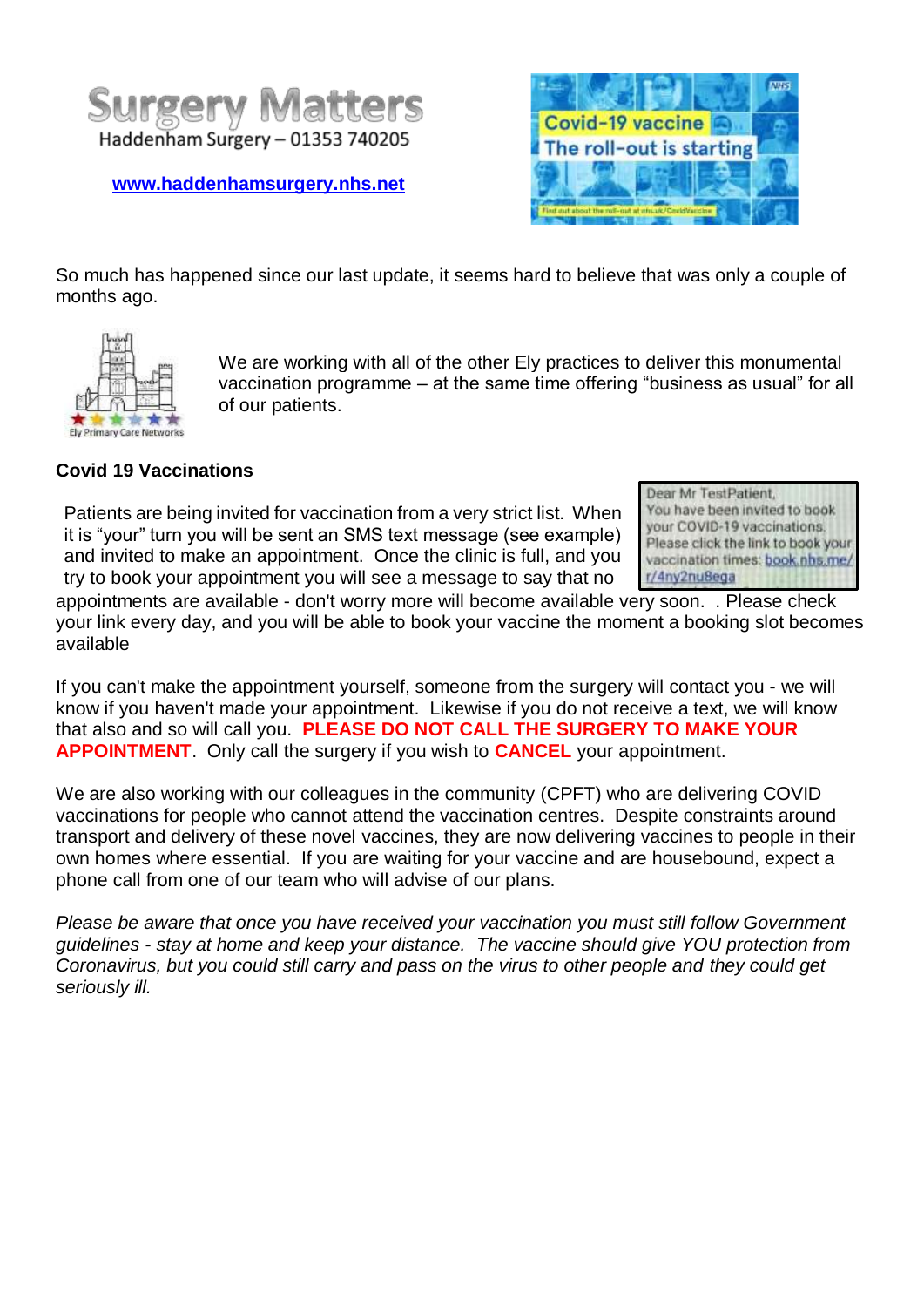# Surgery Matters

Haddenham Surgery – 01353 740205

[www.haddenhamsurgery.nhs.net](http://www.haddenhamsurgery.nhs.net)

So much has happened since our last update, it seems hard to believe that was only a couple of months ago.

We are working with all of the other Ely practices to deliver this monumental vaccination programme – at the same time offering "business as usual" for all of our patients.

**Covid 19 Vaccinations**

> Dear Mr TestPatient,
> You have been invited to book your COVID-19 vaccinations. Please click the link to book your vaccination times: book.nhs.me/r/4ny2nu8ega

Patients are being invited for vaccination from a very strict list. When it is "your" turn you will be sent an SMS text message (see example) and invited to make an appointment. Once the clinic is full, and you try to book your appointment you will see a message to say that no appointments are available - don't worry more will become available very soon. . Please check your link every day, and you will be able to book your vaccine the moment a booking slot becomes available

If you can't make the appointment yourself, someone from the surgery will contact you - we will know if you haven't made your appointment. Likewise if you do not receive a text, we will know that also and so will call you. **PLEASE DO NOT CALL THE SURGERY TO MAKE YOUR APPOINTMENT**. Only call the surgery if you wish to **CANCEL** your appointment.

We are also working with our colleagues in the community (CPFT) who are delivering COVID vaccinations for people who cannot attend the vaccination centres. Despite constraints around transport and delivery of these novel vaccines, they are now delivering vaccines to people in their own homes where essential. If you are waiting for your vaccine and are housebound, expect a phone call from one of our team who will advise of our plans.

*Please be aware that once you have received your vaccination you must still follow Government guidelines - stay at home and keep your distance. The vaccine should give YOU protection from Coronavirus, but you could still carry and pass on the virus to other people and they could get seriously ill.*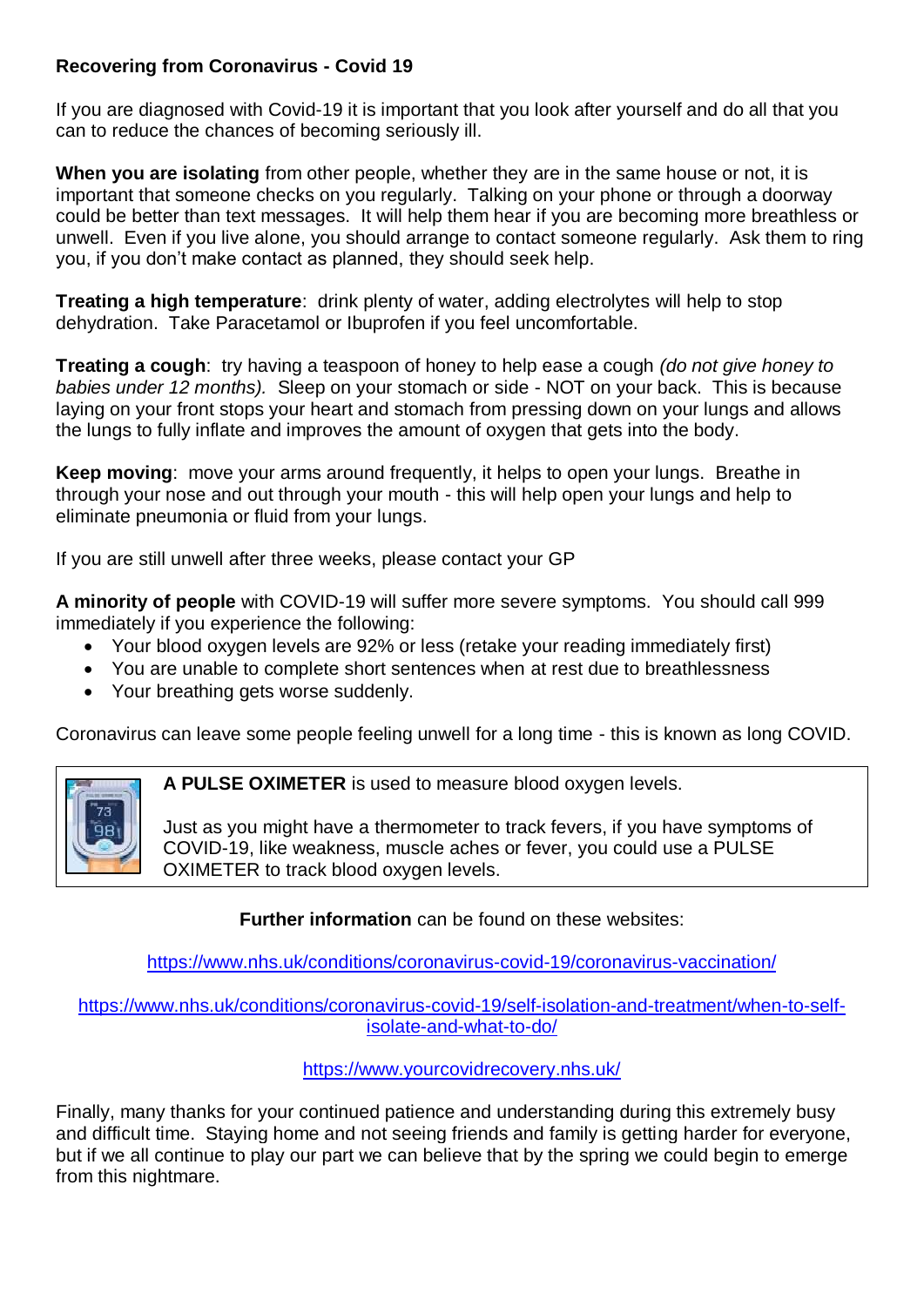**Recovering from Coronavirus - Covid 19**

If you are diagnosed with Covid-19 it is important that you look after yourself and do all that you can to reduce the chances of becoming seriously ill.

**When you are isolating** from other people, whether they are in the same house or not, it is important that someone checks on you regularly. Talking on your phone or through a doorway could be better than text messages. It will help them hear if you are becoming more breathless or unwell. Even if you live alone, you should arrange to contact someone regularly. Ask them to ring you, if you don't make contact as planned, they should seek help.

**Treating a high temperature**: drink plenty of water, adding electrolytes will help to stop dehydration. Take Paracetamol or Ibuprofen if you feel uncomfortable.

**Treating a cough**: try having a teaspoon of honey to help ease a cough *(do not give honey to babies under 12 months).* Sleep on your stomach or side - NOT on your back. This is because laying on your front stops your heart and stomach from pressing down on your lungs and allows the lungs to fully inflate and improves the amount of oxygen that gets into the body.

**Keep moving**: move your arms around frequently, it helps to open your lungs. Breathe in through your nose and out through your mouth - this will help open your lungs and help to eliminate pneumonia or fluid from your lungs.

If you are still unwell after three weeks, please contact your GP

**A minority of people** with COVID-19 will suffer more severe symptoms. You should call 999 immediately if you experience the following:

- Your blood oxygen levels are 92% or less (retake your reading immediately first)
- You are unable to complete short sentences when at rest due to breathlessness
- Your breathing gets worse suddenly.

Coronavirus can leave some people feeling unwell for a long time - this is known as long COVID.

**A PULSE OXIMETER** is used to measure blood oxygen levels.

Just as you might have a thermometer to track fevers, if you have symptoms of COVID-19, like weakness, muscle aches or fever, you could use a PULSE OXIMETER to track blood oxygen levels.

**Further information** can be found on these websites:

https://www.nhs.uk/conditions/coronavirus-covid-19/coronavirus-vaccination/

https://www.nhs.uk/conditions/coronavirus-covid-19/self-isolation-and-treatment/when-to-self-isolate-and-what-to-do/

https://www.yourcovidrecovery.nhs.uk/

Finally, many thanks for your continued patience and understanding during this extremely busy and difficult time. Staying home and not seeing friends and family is getting harder for everyone, but if we all continue to play our part we can believe that by the spring we could begin to emerge from this nightmare.